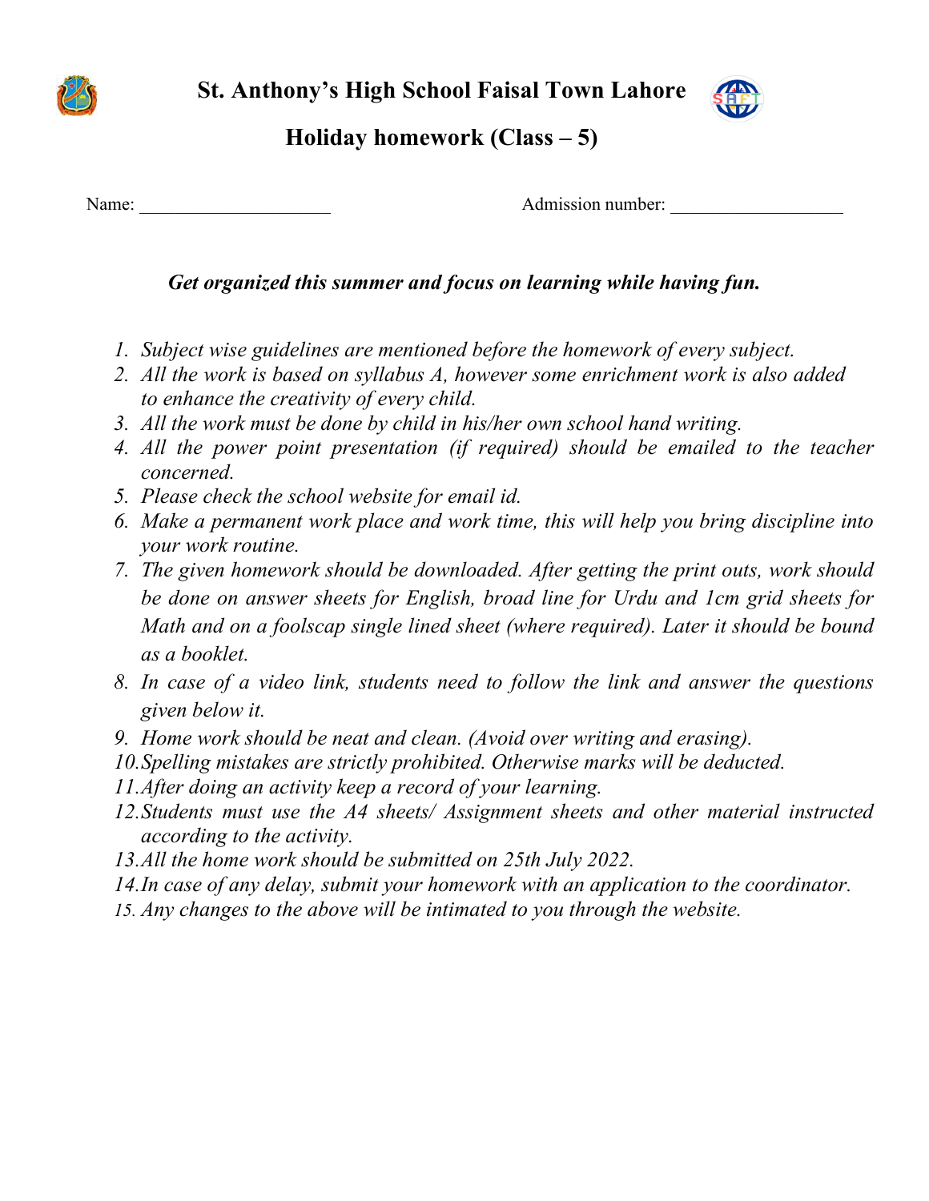# St. Anthony's High School Faisal Town Lahore

## Holiday homework (Class – 5)

Name: ____________________ Admission number: __________________

***Get organized this summer and focus on learning while having fun.***

1. *Subject wise guidelines are mentioned before the homework of every subject.*
2. *All the work is based on syllabus A, however some enrichment work is also added to enhance the creativity of every child.*
3. *All the work must be done by child in his/her own school hand writing.*
4. *All the power point presentation (if required) should be emailed to the teacher concerned.*
5. *Please check the school website for email id.*
6. *Make a permanent work place and work time, this will help you bring discipline into your work routine.*
7. *The given homework should be downloaded. After getting the print outs, work should be done on answer sheets for English, broad line for Urdu and 1cm grid sheets for Math and on a foolscap single lined sheet (where required). Later it should be bound as a booklet.*
8. *In case of a video link, students need to follow the link and answer the questions given below it.*
9. *Home work should be neat and clean. (Avoid over writing and erasing).*
10. *Spelling mistakes are strictly prohibited. Otherwise marks will be deducted.*
11. *After doing an activity keep a record of your learning.*
12. *Students must use the A4 sheets/ Assignment sheets and other material instructed according to the activity.*
13. *All the home work should be submitted on 25th July 2022.*
14. *In case of any delay, submit your homework with an application to the coordinator.*
15. *Any changes to the above will be intimated to you through the website.*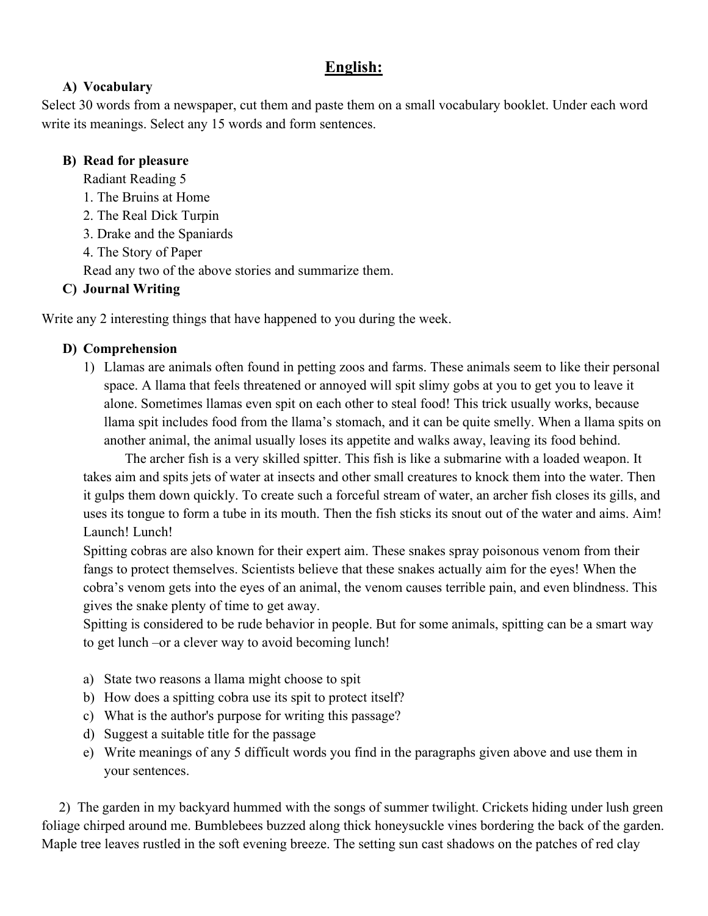# English:

## A) Vocabulary

Select 30 words from a newspaper, cut them and paste them on a small vocabulary booklet. Under each word write its meanings. Select any 15 words and form sentences.

## B) Read for pleasure

Radiant Reading 5

1. The Bruins at Home
2. The Real Dick Turpin
3. Drake and the Spaniards
4. The Story of Paper

Read any two of the above stories and summarize them.

## C) Journal Writing

Write any 2 interesting things that have happened to you during the week.

## D) Comprehension

1) Llamas are animals often found in petting zoos and farms. These animals seem to like their personal space. A llama that feels threatened or annoyed will spit slimy gobs at you to get you to leave it alone. Sometimes llamas even spit on each other to steal food! This trick usually works, because llama spit includes food from the llama's stomach, and it can be quite smelly. When a llama spits on another animal, the animal usually loses its appetite and walks away, leaving its food behind.

The archer fish is a very skilled spitter. This fish is like a submarine with a loaded weapon. It takes aim and spits jets of water at insects and other small creatures to knock them into the water. Then it gulps them down quickly. To create such a forceful stream of water, an archer fish closes its gills, and uses its tongue to form a tube in its mouth. Then the fish sticks its snout out of the water and aims. Aim! Launch! Lunch!

Spitting cobras are also known for their expert aim. These snakes spray poisonous venom from their fangs to protect themselves. Scientists believe that these snakes actually aim for the eyes! When the cobra's venom gets into the eyes of an animal, the venom causes terrible pain, and even blindness. This gives the snake plenty of time to get away.

Spitting is considered to be rude behavior in people. But for some animals, spitting can be a smart way to get lunch –or a clever way to avoid becoming lunch!

a) State two reasons a llama might choose to spit
b) How does a spitting cobra use its spit to protect itself?
c) What is the author's purpose for writing this passage?
d) Suggest a suitable title for the passage
e) Write meanings of any 5 difficult words you find in the paragraphs given above and use them in your sentences.

2) The garden in my backyard hummed with the songs of summer twilight. Crickets hiding under lush green foliage chirped around me. Bumblebees buzzed along thick honeysuckle vines bordering the back of the garden. Maple tree leaves rustled in the soft evening breeze. The setting sun cast shadows on the patches of red clay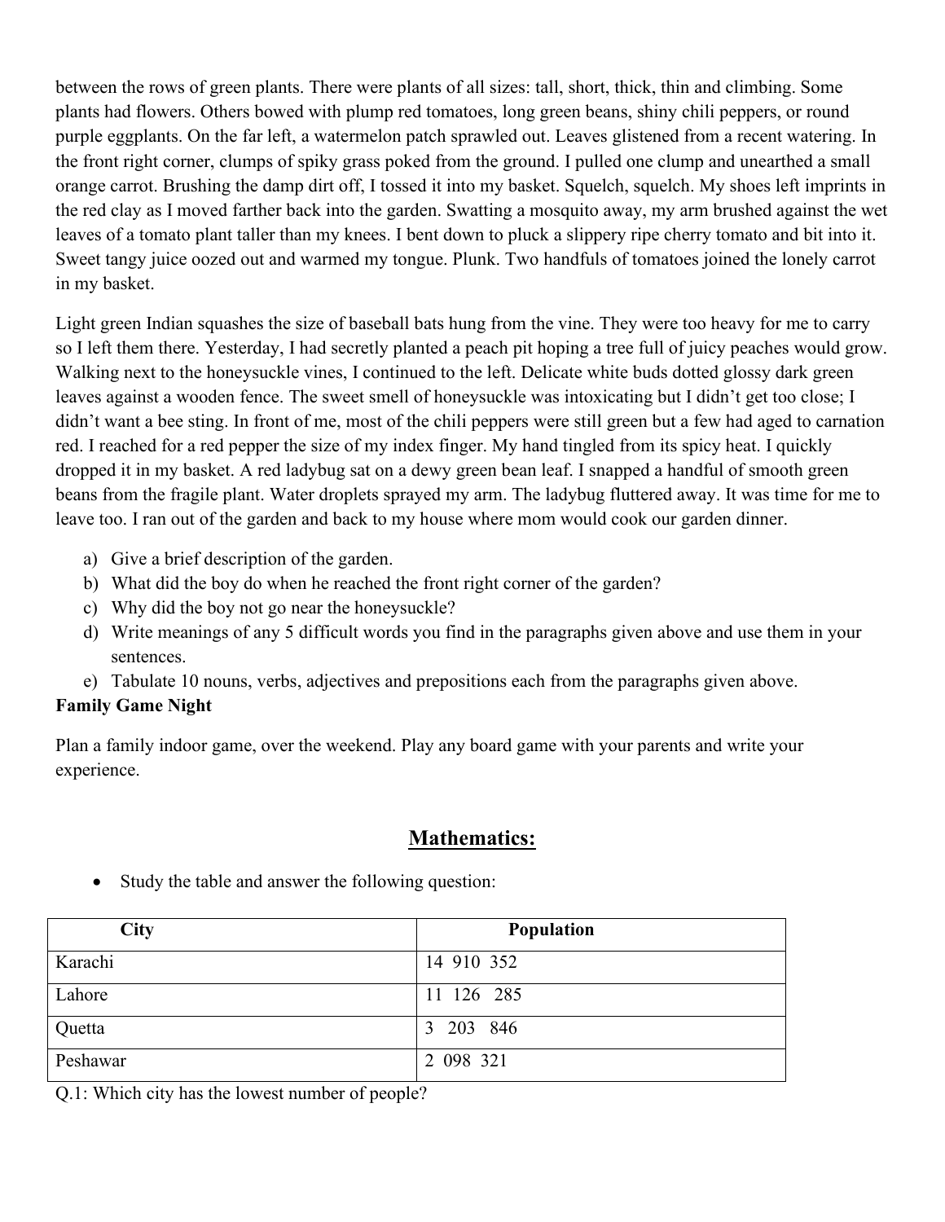between the rows of green plants. There were plants of all sizes: tall, short, thick, thin and climbing. Some plants had flowers. Others bowed with plump red tomatoes, long green beans, shiny chili peppers, or round purple eggplants. On the far left, a watermelon patch sprawled out. Leaves glistened from a recent watering. In the front right corner, clumps of spiky grass poked from the ground. I pulled one clump and unearthed a small orange carrot. Brushing the damp dirt off, I tossed it into my basket. Squelch, squelch. My shoes left imprints in the red clay as I moved farther back into the garden. Swatting a mosquito away, my arm brushed against the wet leaves of a tomato plant taller than my knees. I bent down to pluck a slippery ripe cherry tomato and bit into it. Sweet tangy juice oozed out and warmed my tongue. Plunk. Two handfuls of tomatoes joined the lonely carrot in my basket.

Light green Indian squashes the size of baseball bats hung from the vine. They were too heavy for me to carry so I left them there. Yesterday, I had secretly planted a peach pit hoping a tree full of juicy peaches would grow. Walking next to the honeysuckle vines, I continued to the left. Delicate white buds dotted glossy dark green leaves against a wooden fence. The sweet smell of honeysuckle was intoxicating but I didn't get too close; I didn't want a bee sting. In front of me, most of the chili peppers were still green but a few had aged to carnation red. I reached for a red pepper the size of my index finger. My hand tingled from its spicy heat. I quickly dropped it in my basket. A red ladybug sat on a dewy green bean leaf. I snapped a handful of smooth green beans from the fragile plant. Water droplets sprayed my arm. The ladybug fluttered away. It was time for me to leave too. I ran out of the garden and back to my house where mom would cook our garden dinner.

a) Give a brief description of the garden.
b) What did the boy do when he reached the front right corner of the garden?
c) Why did the boy not go near the honeysuckle?
d) Write meanings of any 5 difficult words you find in the paragraphs given above and use them in your sentences.
e) Tabulate 10 nouns, verbs, adjectives and prepositions each from the paragraphs given above.

**Family Game Night**

Plan a family indoor game, over the weekend. Play any board game with your parents and write your experience.

## Mathematics:

- Study the table and answer the following question:

| City | Population |
|---|---|
| Karachi | 14 910 352 |
| Lahore | 11 126 285 |
| Quetta | 3 203 846 |
| Peshawar | 2 098 321 |

Q.1: Which city has the lowest number of people?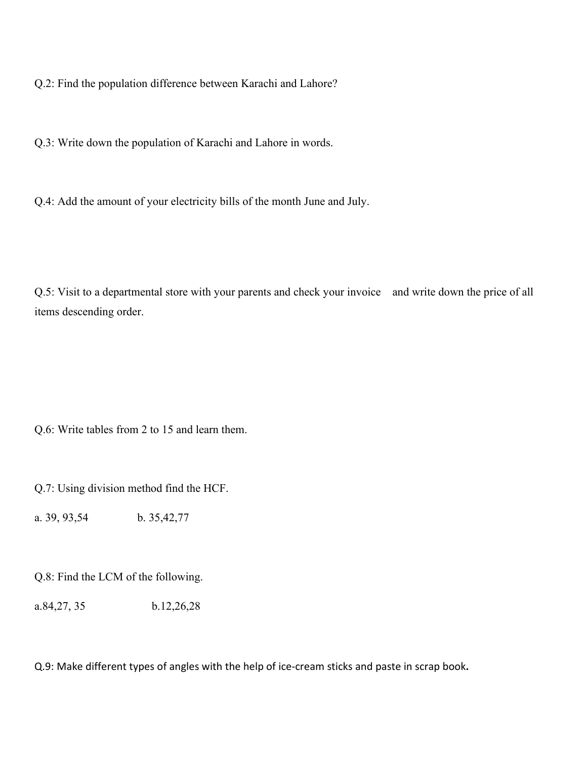Q.2: Find the population difference between Karachi and Lahore?

Q.3: Write down the population of Karachi and Lahore in words.

Q.4: Add the amount of your electricity bills of the month June and July.

Q.5: Visit to a departmental store with your parents and check your invoice and write down the price of all items descending order.

Q.6: Write tables from 2 to 15 and learn them.

Q.7: Using division method find the HCF.

a. 39, 93,54 b. 35,42,77

Q.8: Find the LCM of the following.

a.84,27, 35 b.12,26,28

Q.9: Make different types of angles with the help of ice-cream sticks and paste in scrap book.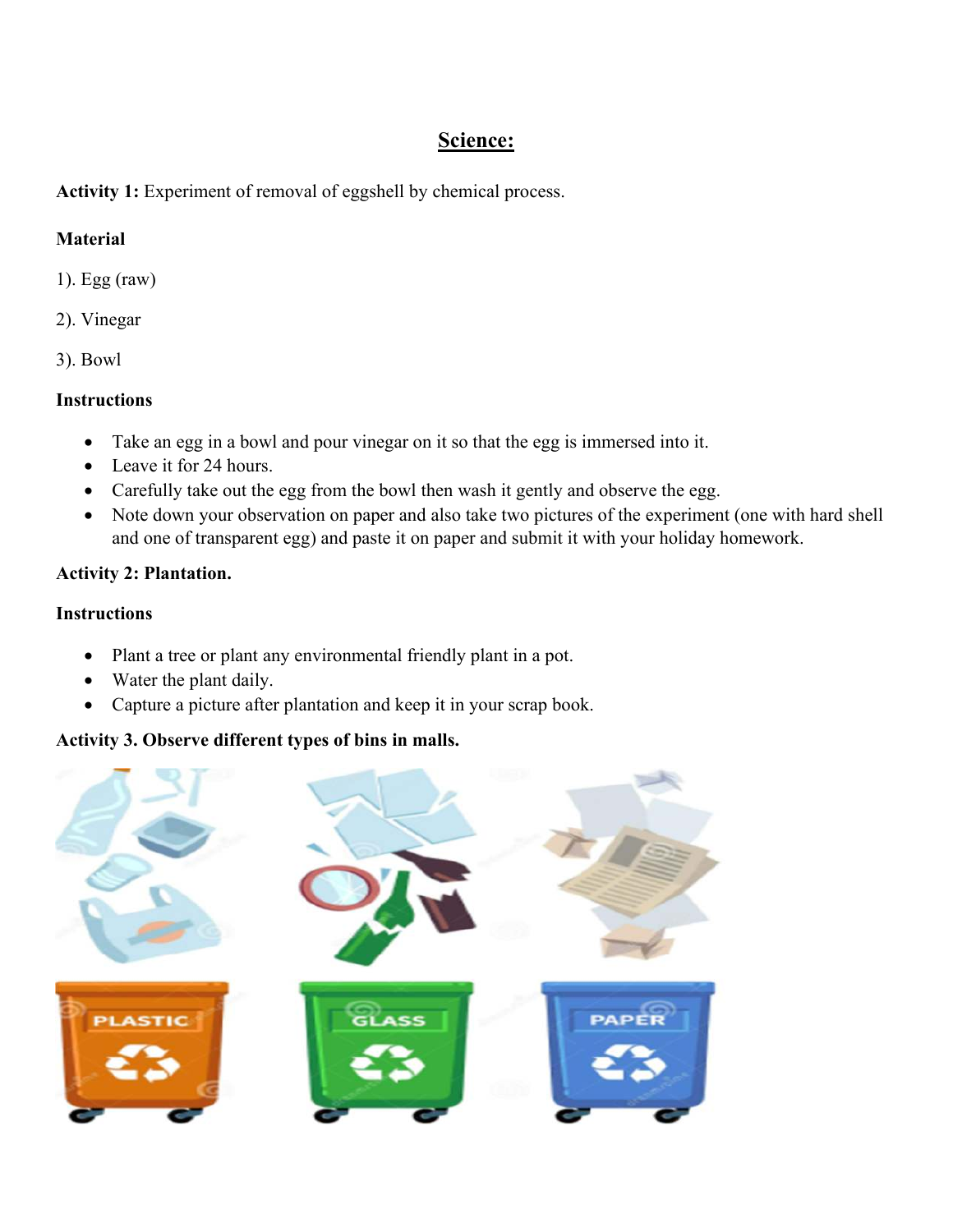## Science:

**Activity 1:** Experiment of removal of eggshell by chemical process.

**Material**

1). Egg (raw)

2). Vinegar

3). Bowl

**Instructions**

- Take an egg in a bowl and pour vinegar on it so that the egg is immersed into it.
- Leave it for 24 hours.
- Carefully take out the egg from the bowl then wash it gently and observe the egg.
- Note down your observation on paper and also take two pictures of the experiment (one with hard shell and one of transparent egg) and paste it on paper and submit it with your holiday homework.

**Activity 2: Plantation.**

**Instructions**

- Plant a tree or plant any environmental friendly plant in a pot.
- Water the plant daily.
- Capture a picture after plantation and keep it in your scrap book.

**Activity 3. Observe different types of bins in malls.**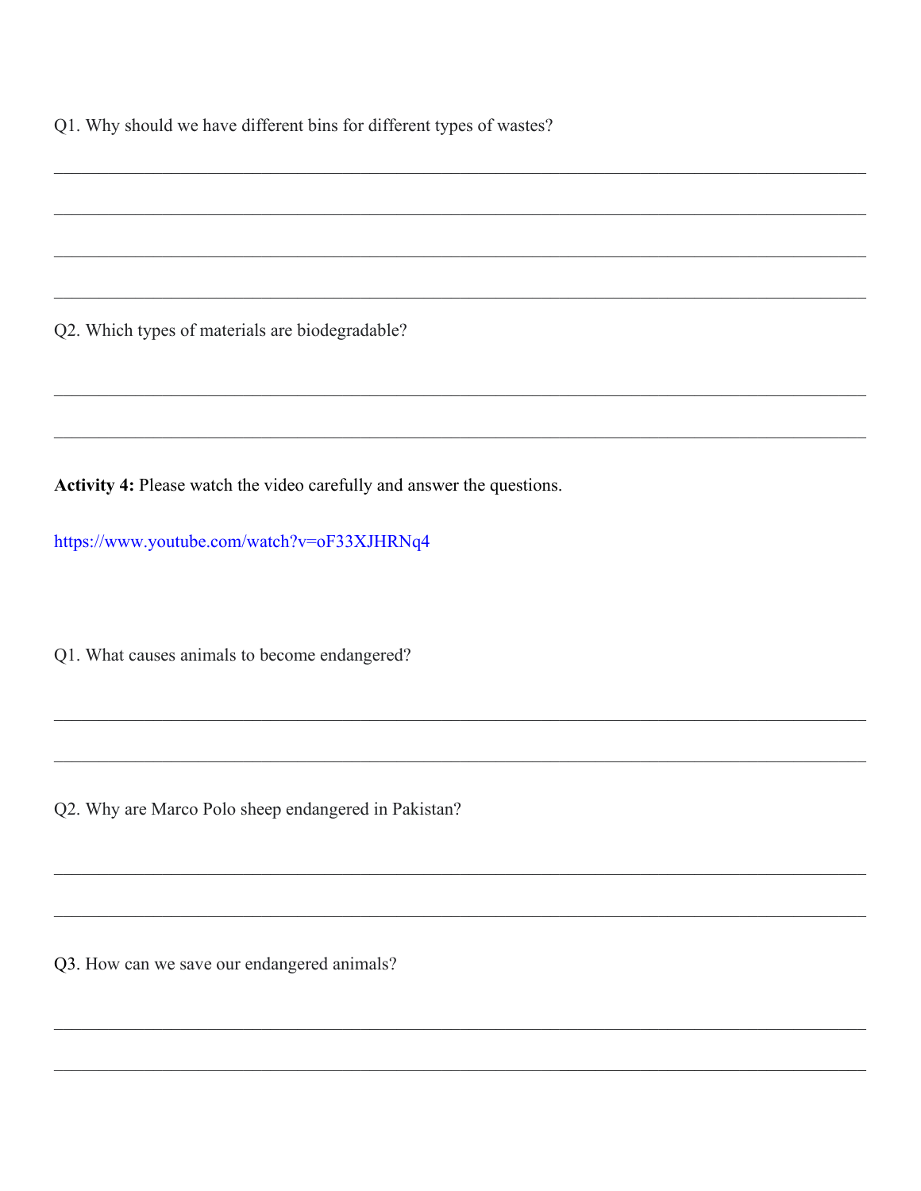Q1. Why should we have different bins for different types of wastes?

______________________________________________________________________________

______________________________________________________________________________

______________________________________________________________________________

______________________________________________________________________________

Q2. Which types of materials are biodegradable?

______________________________________________________________________________

______________________________________________________________________________

**Activity 4:** Please watch the video carefully and answer the questions.

https://www.youtube.com/watch?v=oF33XJHRNq4

Q1. What causes animals to become endangered?

______________________________________________________________________________

______________________________________________________________________________

Q2. Why are Marco Polo sheep endangered in Pakistan?

______________________________________________________________________________

______________________________________________________________________________

Q3. How can we save our endangered animals?

______________________________________________________________________________

______________________________________________________________________________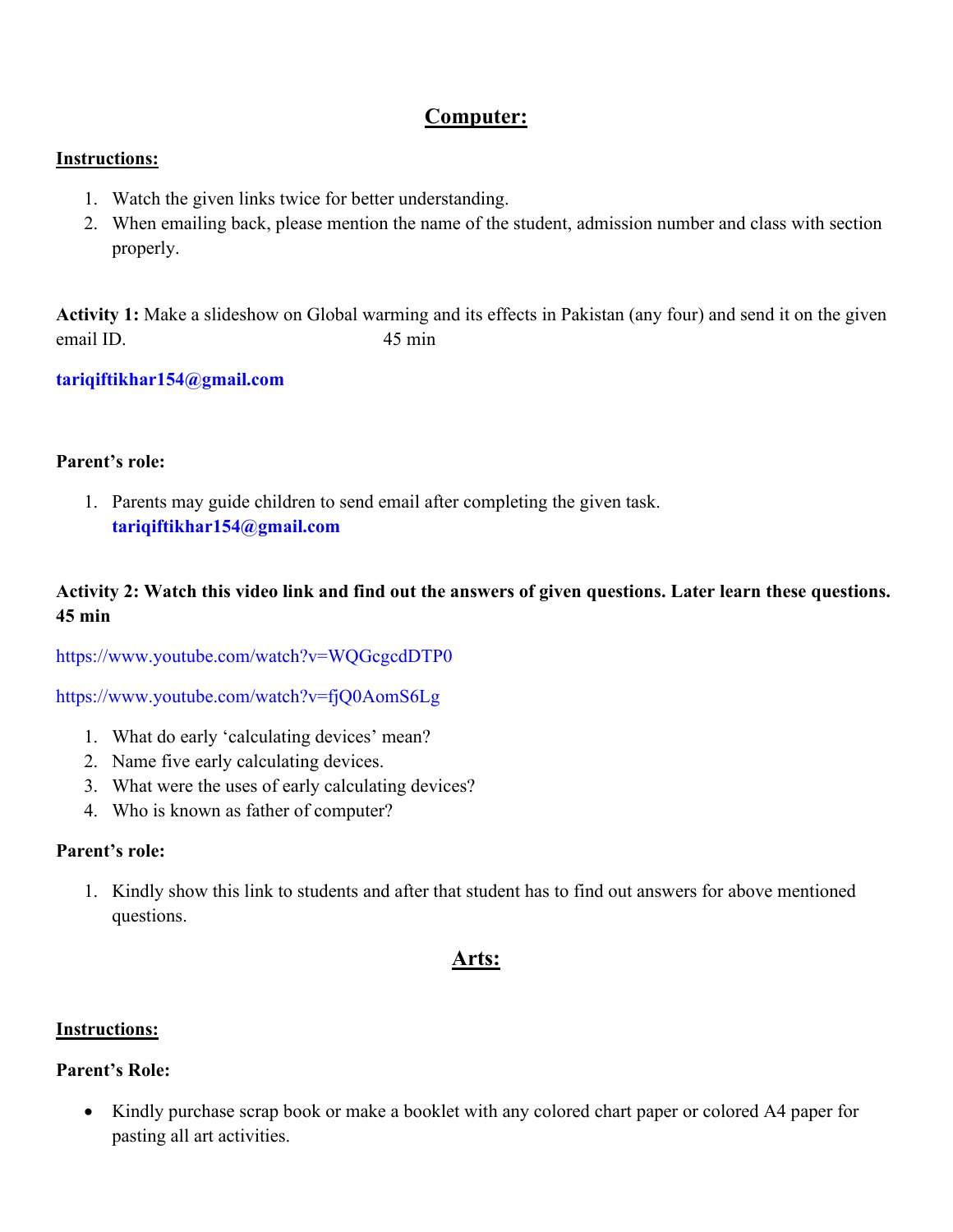## Computer:

**Instructions:**

1. Watch the given links twice for better understanding.
2. When emailing back, please mention the name of the student, admission number and class with section properly.

**Activity 1:** Make a slideshow on Global warming and its effects in Pakistan (any four) and send it on the given email ID. 45 min

**tariqiftikhar154@gmail.com**

**Parent's role:**

1. Parents may guide children to send email after completing the given task. **tariqiftikhar154@gmail.com**

**Activity 2: Watch this video link and find out the answers of given questions. Later learn these questions. 45 min**

https://www.youtube.com/watch?v=WQGcgcdDTP0

https://www.youtube.com/watch?v=fjQ0AomS6Lg

1. What do early 'calculating devices' mean?
2. Name five early calculating devices.
3. What were the uses of early calculating devices?
4. Who is known as father of computer?

**Parent's role:**

1. Kindly show this link to students and after that student has to find out answers for above mentioned questions.

## Arts:

**Instructions:**

**Parent's Role:**

- Kindly purchase scrap book or make a booklet with any colored chart paper or colored A4 paper for pasting all art activities.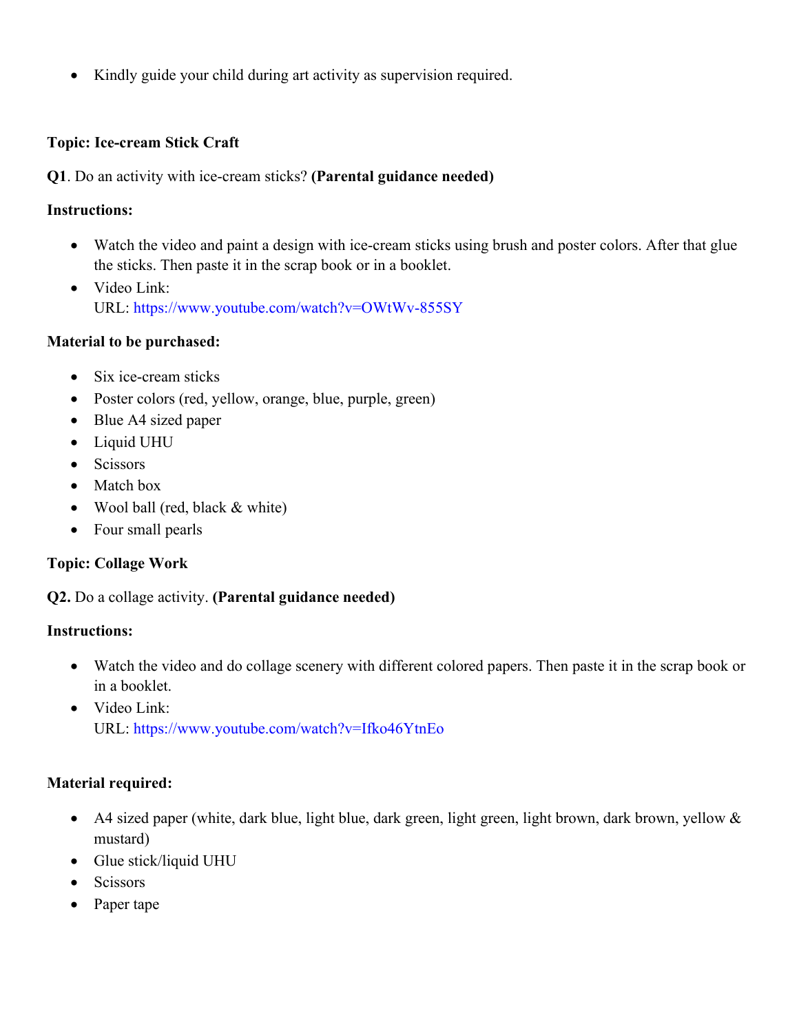- Kindly guide your child during art activity as supervision required.

**Topic: Ice-cream Stick Craft**

**Q1**. Do an activity with ice-cream sticks? **(Parental guidance needed)**

**Instructions:**

- Watch the video and paint a design with ice-cream sticks using brush and poster colors. After that glue the sticks. Then paste it in the scrap book or in a booklet.
- Video Link:
  URL: https://www.youtube.com/watch?v=OWtWv-855SY

**Material to be purchased:**

- Six ice-cream sticks
- Poster colors (red, yellow, orange, blue, purple, green)
- Blue A4 sized paper
- Liquid UHU
- Scissors
- Match box
- Wool ball (red, black & white)
- Four small pearls

**Topic: Collage Work**

**Q2.** Do a collage activity. **(Parental guidance needed)**

**Instructions:**

- Watch the video and do collage scenery with different colored papers. Then paste it in the scrap book or in a booklet.
- Video Link:
  URL: https://www.youtube.com/watch?v=Ifko46YtnEo

**Material required:**

- A4 sized paper (white, dark blue, light blue, dark green, light green, light brown, dark brown, yellow & mustard)
- Glue stick/liquid UHU
- Scissors
- Paper tape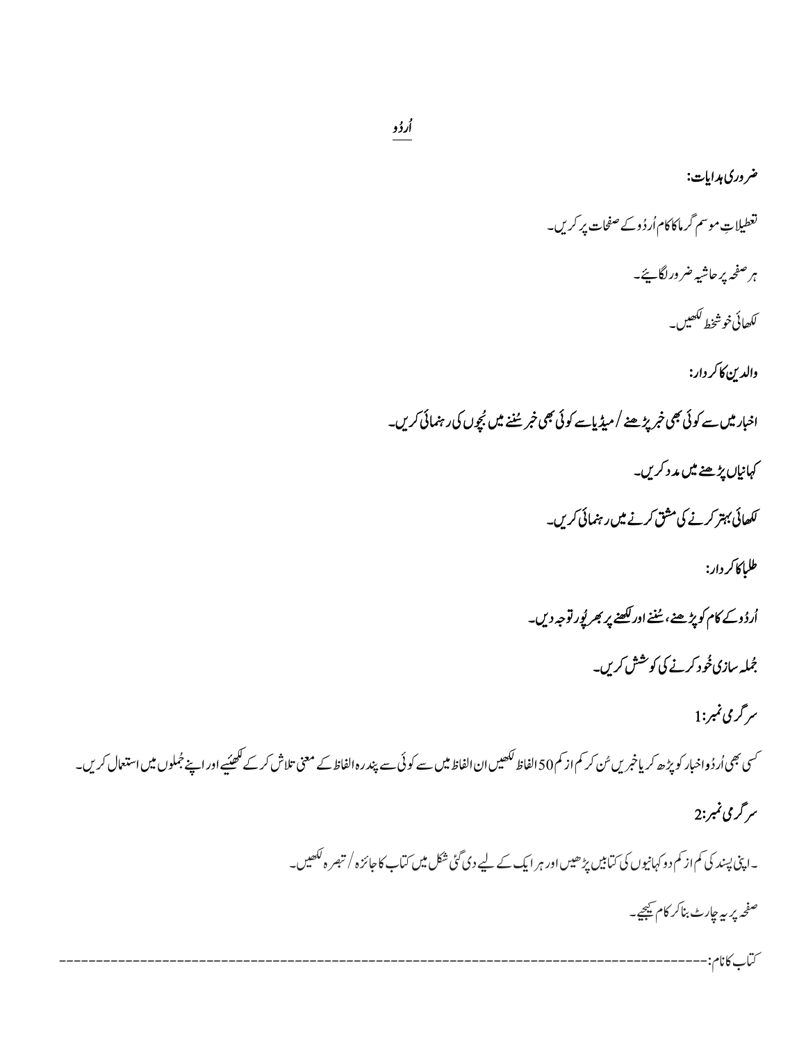# اُردُو

**ضروری ہدایات:**

تعطیلاتِ موسم گرما کا کام اُردُو کے صفحات پر کریں۔

ہر صفحہ پر حاشیہ ضرور لگائیے۔

لکھائی خوشخط لکھیں۔

**والدین کا کردار:**

**اخبار میں سے کوئی بھی خبر پڑھنے / میڈیا سے کوئی بھی خبر سُننے میں بچوں کی رہنمائی کریں۔**

**کہانیاں پڑھنے میں مدد کریں۔**

**لکھائی بہتر کرنے کی مشق کرنے میں رہنمائی کریں۔**

**طلبا کا کردار:**

**اُردُو کے کام کو پڑھنے، سُننے اور لکھنے پر بھرپُور توجہ دیں۔**

**جُملہ سازی خُود کرنے کی کوشش کریں۔**

**سرگرمی نمبر:1**

کسی بھی اُردُو اخبار کو پڑھ کر یا خبریں سُن کر کم از کم 50 الفاظ لکھیں ان الفاظ میں سے کوئی سے پندرہ الفاظ کے معنی تلاش کر کے لکھیئے اور اپنے جُملوں میں استعمال کریں۔

**سرگرمی نمبر:2**

۔اپنی پسند کی کم از کم دو کہانیوں کی کتابیں پڑھیں اور ہر ایک کے لیے دی گئی شکل میں کتاب کا جائزہ / تبصرہ لکھیں۔

صفحہ پر یہ چارٹ بنا کر کام کیجیے۔

کتاب کا نام:-----------------------------------------------------------------------------------------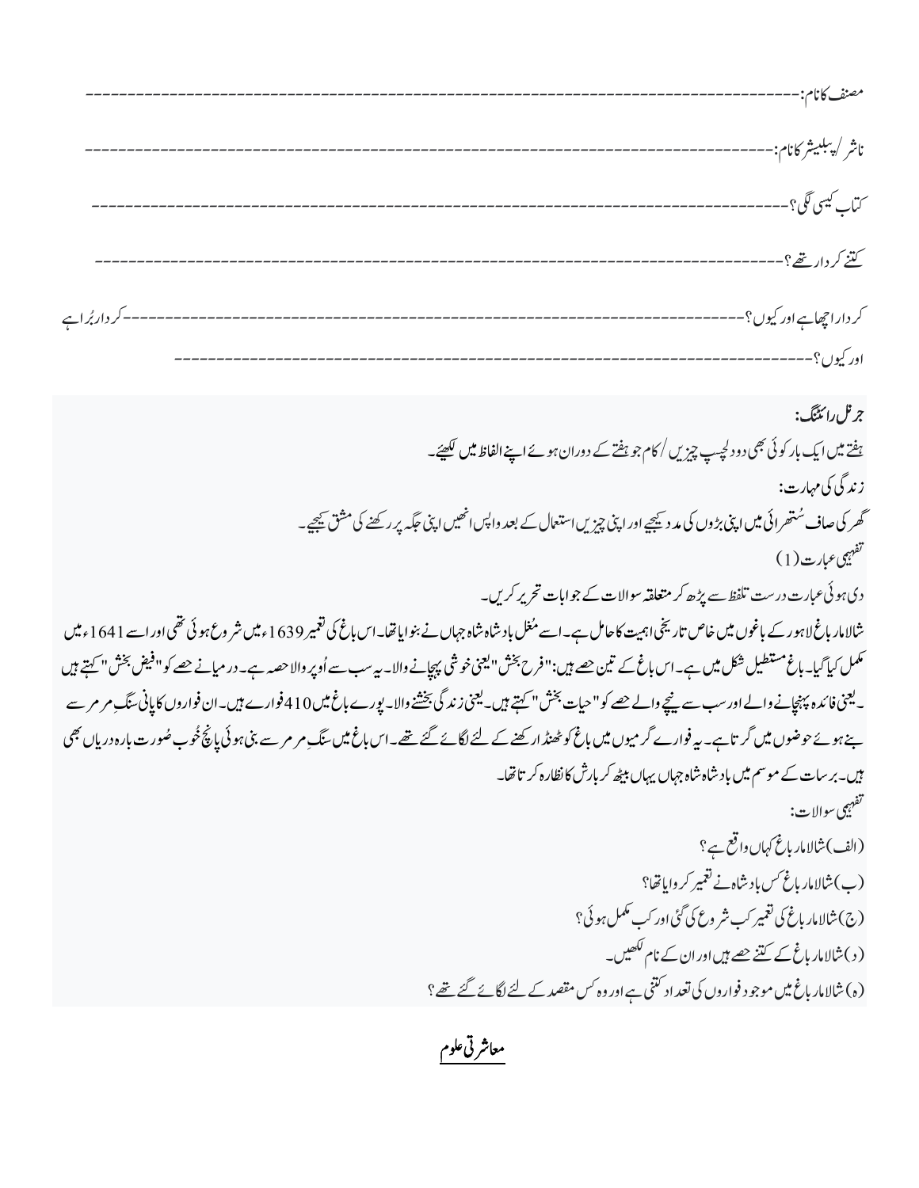مصنف کا نام:-------------------------------------------------------------------------------------

ناشر/پبلیشر کا نام:-------------------------------------------------------------------------------------

کتاب کیسی لگی؟-------------------------------------------------------------------------------------

کتنے کردار تھے؟-------------------------------------------------------------------------------------

کردار اچھا ہے اور کیوں؟-------------------------------------------------------------------------------------کردار بُرا ہے اور کیوں؟-------------------------------------------------------------------------------------

**جرنل رائٹنگ:**

ہفتے میں ایک بار کوئی بھی دو دلچسپ چیزیں/کام جو ہفتے کے دوران ہوئے اپنے الفاظ میں لکھیے۔

**زندگی کی مہارت:**

گھر کی صاف سُتھرائی میں اپنی بڑوں کی مدد کیجیے اور اپنی چیزیں استعمال کے بعد واپس انھیں اپنی جگہ پر رکھنے کی مشق کیجیے۔

**تفہیمی عبارت(1)**

دی ہوئی عبارت درست تلفظ سے پڑھ کر متعلقہ سوالات کے جوابات تحریر کریں۔

شالامار باغ لاہور کے باغوں میں خاص تاریخی اہمیت کا حامل ہے۔ اسے مُغل بادشاہ شاہ جہاں نے بنوایا تھا۔ اس باغ کی تعمیر 1639ء میں شروع ہوئی تھی اور اسے 1641ء میں مکمل کیا گیا۔ باغ مستطیل شکل میں ہے۔ اس باغ کے تین حصے ہیں: "فرح بخش" یعنی خوشی پہچانے والا۔ یہ سب سے اُوپر والا حصہ ہے۔ درمیانے حصے کو "فیض بخش" کہتے ہیں۔ یعنی فائدہ پہنچانے والے اور سب سے نیچے والے حصے کو "حیات بخش" کہتے ہیں۔ یعنی زندگی بخشنے والا۔ پورے باغ میں 410 فوارے ہیں۔ ان فواروں کا پانی سنگِ مرمر سے بنے ہوئے حوضوں میں گرتا ہے۔ یہ فوارے گرمیوں میں باغ کو ٹھنڈا رکھنے کے لئے لگائے گئے تھے۔ اس باغ میں سنگِ مرمر سے بنی ہوئی پانچ خُوب صُورت بارہ دریاں بھی ہیں۔ برسات کے موسم میں بادشاہ شاہ جہاں یہاں بیٹھ کر بارش کا نظارہ کرتا تھا۔

**تفہیمی سوالات:**

(الف) شالامار باغ کہاں واقع ہے؟

(ب) شالامار باغ کس بادشاہ نے تعمیر کروایا تھا؟

(ج) شالامار باغ کی تعمیر کب شروع کی گئی اور کب مکمل ہوئی؟

(د) شالامار باغ کے کتنے حصے ہیں اور ان کے نام لکھیں۔

(ہ) شالامار باغ میں موجود فواروں کی تعداد کتنی ہے اور وہ کس مقصد کے لئے لگائے گئے تھے؟

## معاشرتی علوم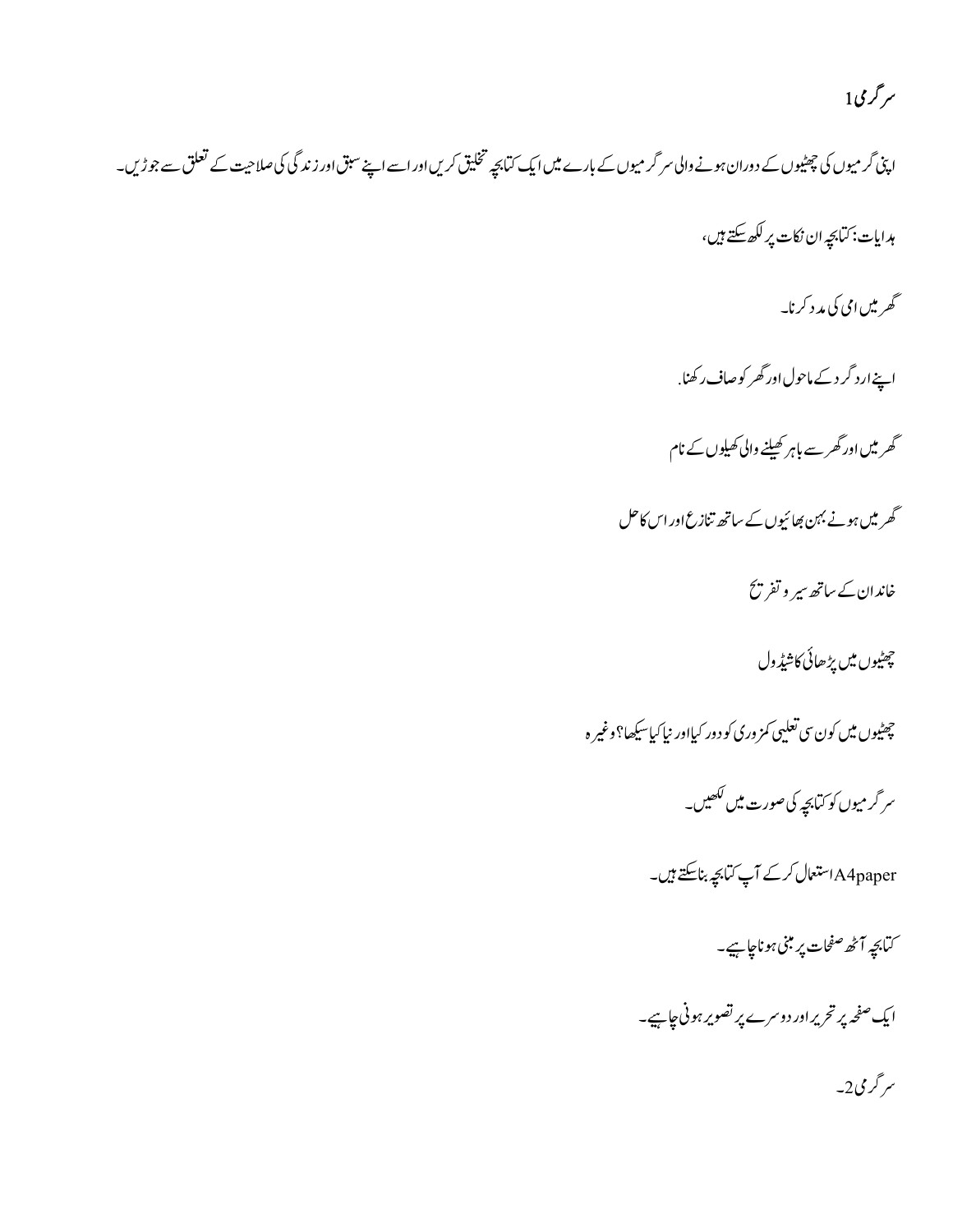## سرگرمی 1

اپنی گرمیوں کی چھٹیوں کے دوران ہونے والی سرگرمیوں کے بارے میں ایک کتابچہ تخلیق کریں اور اسے اپنے سبق اور زندگی کی صلاحیت کے تعلق سے جوڑیں۔

ہدایات: کتابچہ ان نکات پر لکھ سکتے ہیں،

گھر میں امی کی مدد کرنا۔

اپنے ارد گرد کے ماحول اور گھر کو صاف رکھنا.

گھر میں اور گھر سے باہر کھیلنے والی کھیلوں کے نام

گھر میں ہونے بہن بھائیوں کے ساتھ تنازع اور اس کا حل

خاندان کے ساتھ سیر و تفریح

چھٹیوں میں پڑھائی کا شیڈول

چھٹیوں میں کون سی تعلیمی کمزوری کو دور کیا اور نیا کیا سیکھا؟ وغیرہ

سرگرمیوں کو کتابچہ کی صورت میں لکھیں۔

A4paper استعمال کر کے آپ کتابچہ بنا سکتے ہیں۔

کتابچہ آٹھ صفحات پر مبنی ہونا چاہیے۔

ایک صفحہ پر تحریر اور دوسرے پر تصویر ہونی چاہیے۔

## سرگرمی 2۔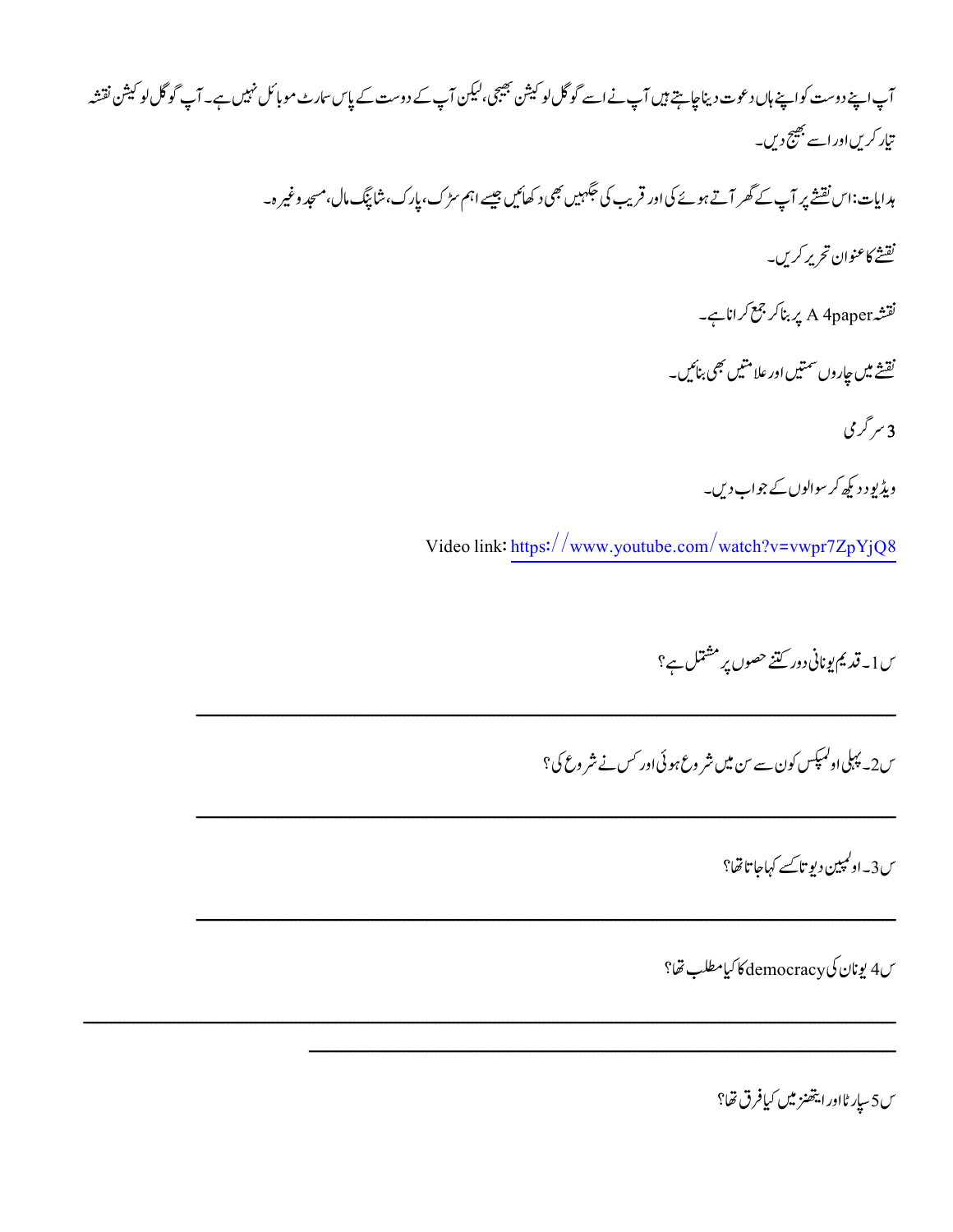آپ اپنے دوست کو اپنے ہاں دعوت دینا چاہتے ہیں آپ نے اسے گوگل لوکیشن بھیجی، لیکن آپ کے دوست کے پاس سمارٹ موبائل نہیں ہے۔ آپ گوگل لوکیشن نقشہ تیار کریں اور اسے بھیج دیں۔

ہدایات: اس نقشے پر آپ کے گھر آتے ہوئے کی اور قریب کی جگہیں بھی دکھائیں جیسے اہم سڑک، پارک، شاپنگ مال، مسجد وغیرہ۔

نقشے کا عنوان تحریر کریں۔

نقشہ A 4paper پر بنا کر جمع کرانا ہے۔

نقشے میں چاروں سمتیں اور علامتیں بھی بنائیں۔

## سرگرمی 3

ویڈیو دیکھ کر سوالوں کے جواب دیں۔

Video link: https://www.youtube.com/watch?v=vwpr7ZpYjQ8

س1۔ قدیم یونانی دور کتنے حصوں پر مشتمل ہے؟

____________________________________________

س2۔ پہلی اولمپکس کون سے سن میں شروع ہوئی اور کس نے شروع کی؟

____________________________________________

س3۔ اولمپین دیوتا کسے کہا جاتا تھا؟

____________________________________________

س4 یونان کی democracy کا کیا مطلب تھا؟

____________________________________________

____________________________________________

س5 سپارٹا اور ایتھنز میں کیا فرق تھا؟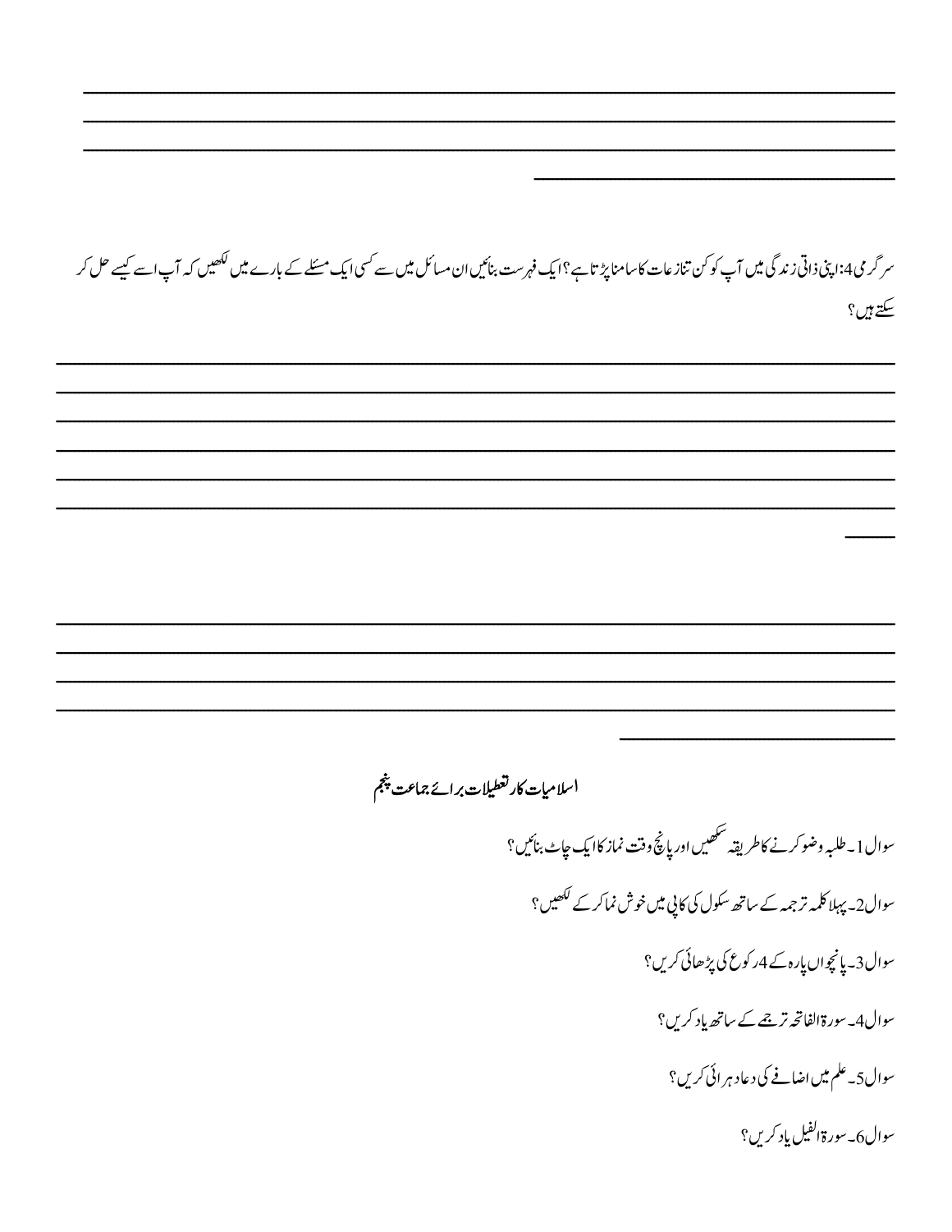سرگرمی 4: اپنی ذاتی زندگی میں آپ کو کن تنازعات کا سامنا پڑتا ہے؟ ایک فہرست بنائیں ان مسائل میں سے کسی ایک مسئلے کے بارے میں لکھیں کہ آپ اسے کیسے حل کر سکتے ہیں؟

## اسلامیات کار تعطیلات برائے جماعت پنجم

سوال 1۔ طلبہ وضو کرنے کا طریقہ سیکھیں اور پانچ وقت نماز کا ایک چاٹ بنائیں؟

سوال 2۔ پہلا کلمہ ترجمہ کے ساتھ سکول کی کاپی میں خوش نما کر کے لکھیں؟

سوال 3۔ پانچواں پارہ کے 4 رکوع کی پڑھائی کریں؟

سوال 4۔ سورۃ الفاتحہ ترجمے کے ساتھ یاد کریں؟

سوال 5۔ علم میں اضافے کی دعا دہرائی کریں؟

سوال 6۔ سورۃ الفیل یاد کریں؟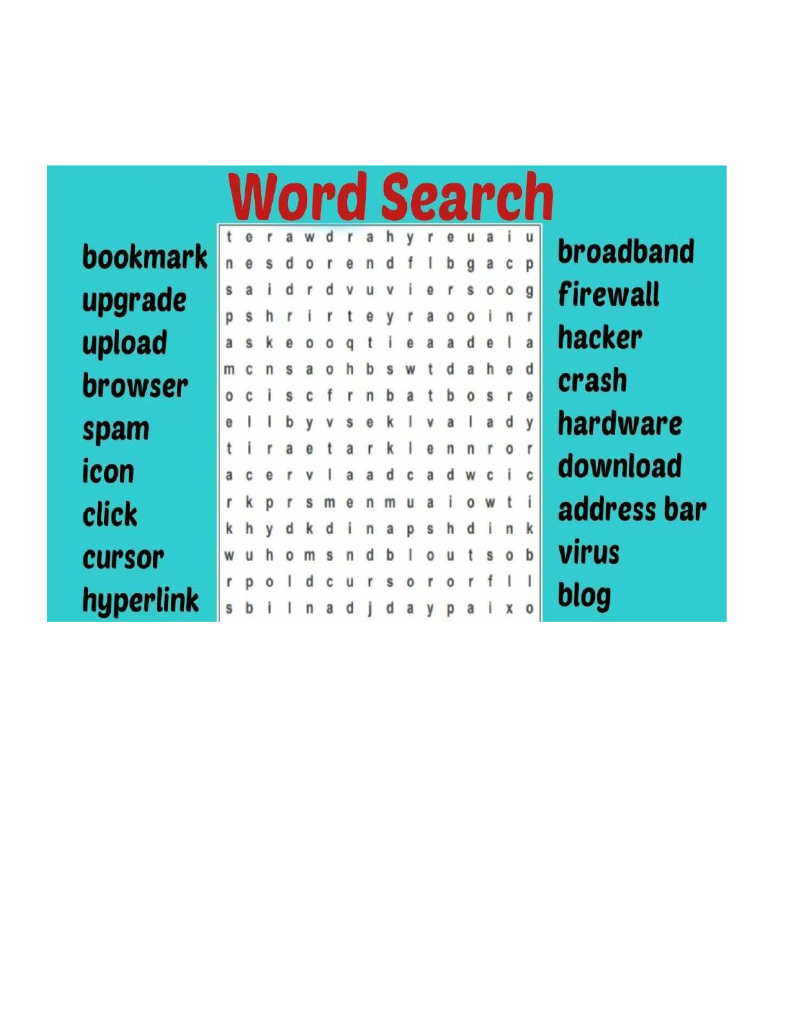# Word Search

| | | | | | | | | | | | | | | | |
|---|---|---|---|---|---|---|---|---|---|---|---|---|---|---|---|
| t | e | r | a | w | d | r | a | h | y | r | e | u | a | i | u |
| n | e | s | d | o | r | e | n | d | f | l | b | g | a | c | p |
| s | a | i | d | r | d | v | u | v | i | e | r | s | o | o | g |
| p | s | h | r | i | r | t | e | y | r | a | o | o | i | n | r |
| a | s | k | e | o | o | q | t | i | e | a | a | d | e | l | a |
| m | c | n | s | a | o | h | b | s | w | t | d | a | h | e | d |
| o | c | i | s | c | f | r | n | b | a | t | b | o | s | r | e |
| e | l | l | b | y | v | s | e | k | l | v | a | l | a | d | y |
| t | i | r | a | e | t | a | r | k | l | e | n | n | r | o | r |
| a | c | e | r | v | l | a | a | d | c | a | d | w | c | i | c |
| r | k | p | r | s | m | e | n | m | u | a | i | o | w | t | i |
| k | h | y | d | k | d | i | n | a | p | s | h | d | i | n | k |
| w | u | h | o | m | s | n | d | b | l | o | u | t | s | o | b |
| r | p | o | l | d | c | u | r | s | o | r | o | r | f | l | l |
| s | b | i | l | n | a | d | j | d | a | y | p | a | i | x | o |

- bookmark
- upgrade
- upload
- browser
- spam
- icon
- click
- cursor
- hyperlink

- broadband
- firewall
- hacker
- crash
- hardware
- download
- address bar
- virus
- blog